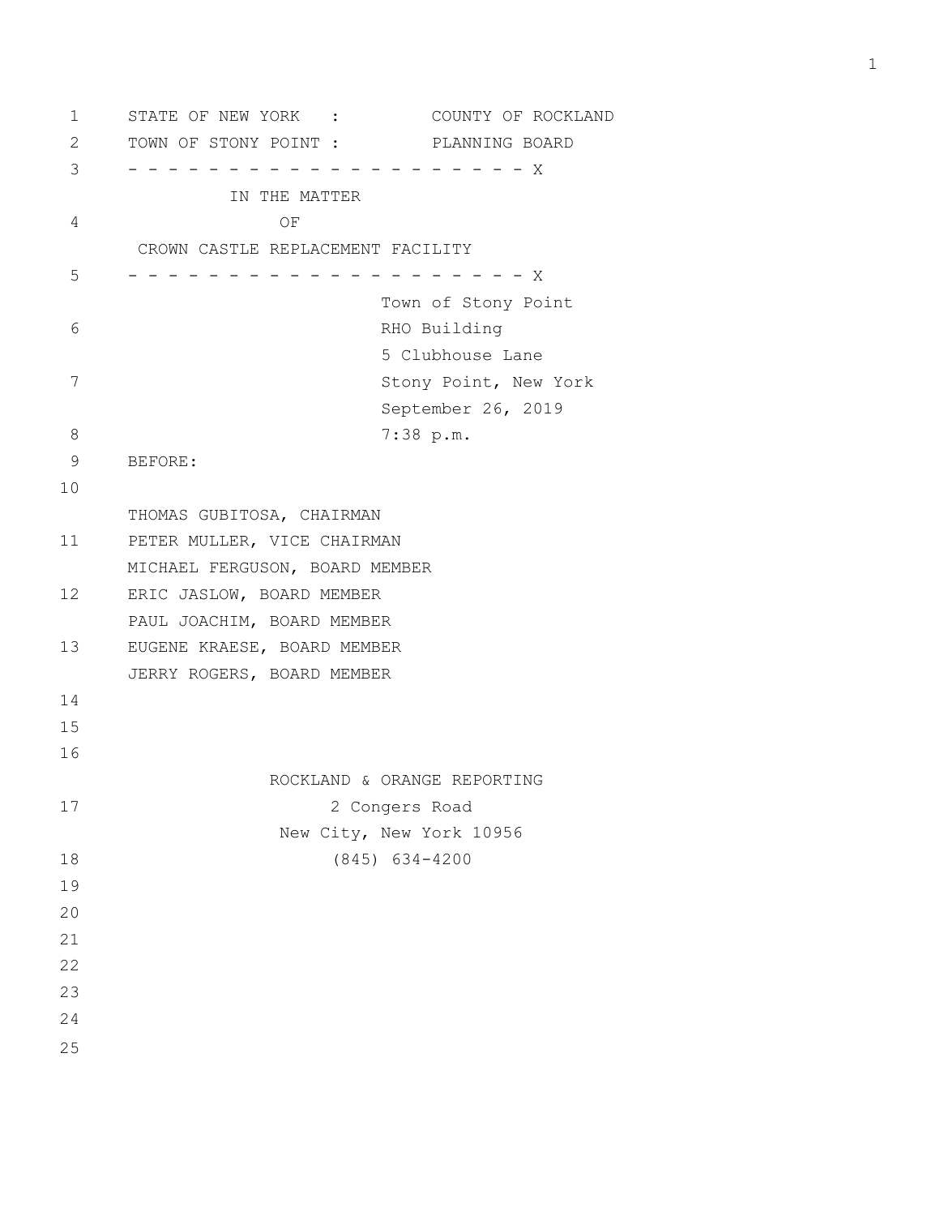STATE OF NEW YORK : COUNTY OF ROCKLAND
TOWN OF STONY POINT : PLANNING BOARD

- - - - - - - - - - - - - - - - - - - - - X

IN THE MATTER
OF
CROWN CASTLE REPLACEMENT FACILITY

- - - - - - - - - - - - - - - - - - - - - X

Town of Stony Point
RHO Building
5 Clubhouse Lane
Stony Point, New York
September 26, 2019
7:38 p.m.

BEFORE:

THOMAS GUBITOSA, CHAIRMAN
PETER MULLER, VICE CHAIRMAN
MICHAEL FERGUSON, BOARD MEMBER
ERIC JASLOW, BOARD MEMBER
PAUL JOACHIM, BOARD MEMBER
EUGENE KRAESE, BOARD MEMBER
JERRY ROGERS, BOARD MEMBER

ROCKLAND & ORANGE REPORTING
2 Congers Road
New City, New York 10956
(845) 634-4200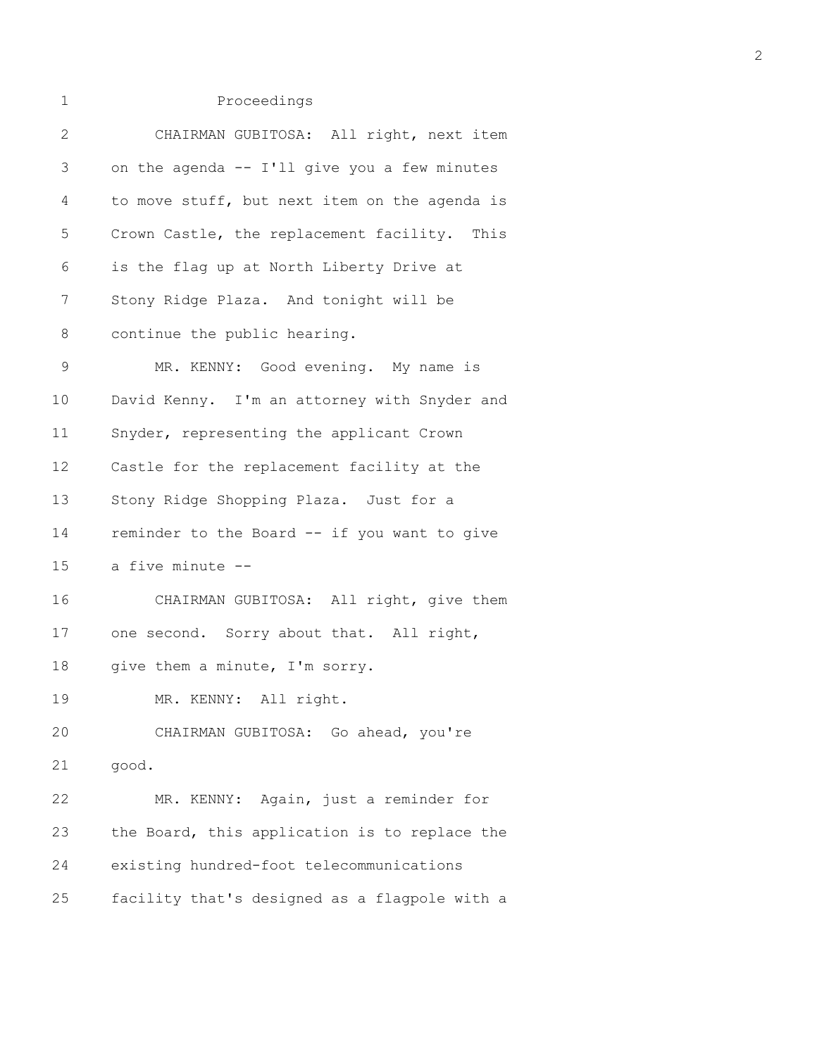Proceedings

CHAIRMAN GUBITOSA: All right, next item on the agenda -- I'll give you a few minutes to move stuff, but next item on the agenda is Crown Castle, the replacement facility. This is the flag up at North Liberty Drive at Stony Ridge Plaza. And tonight will be continue the public hearing.

MR. KENNY: Good evening. My name is David Kenny. I'm an attorney with Snyder and Snyder, representing the applicant Crown Castle for the replacement facility at the Stony Ridge Shopping Plaza. Just for a reminder to the Board -- if you want to give a five minute --

CHAIRMAN GUBITOSA: All right, give them one second. Sorry about that. All right, give them a minute, I'm sorry.

MR. KENNY: All right.

CHAIRMAN GUBITOSA: Go ahead, you're good.

MR. KENNY: Again, just a reminder for the Board, this application is to replace the existing hundred-foot telecommunications facility that's designed as a flagpole with a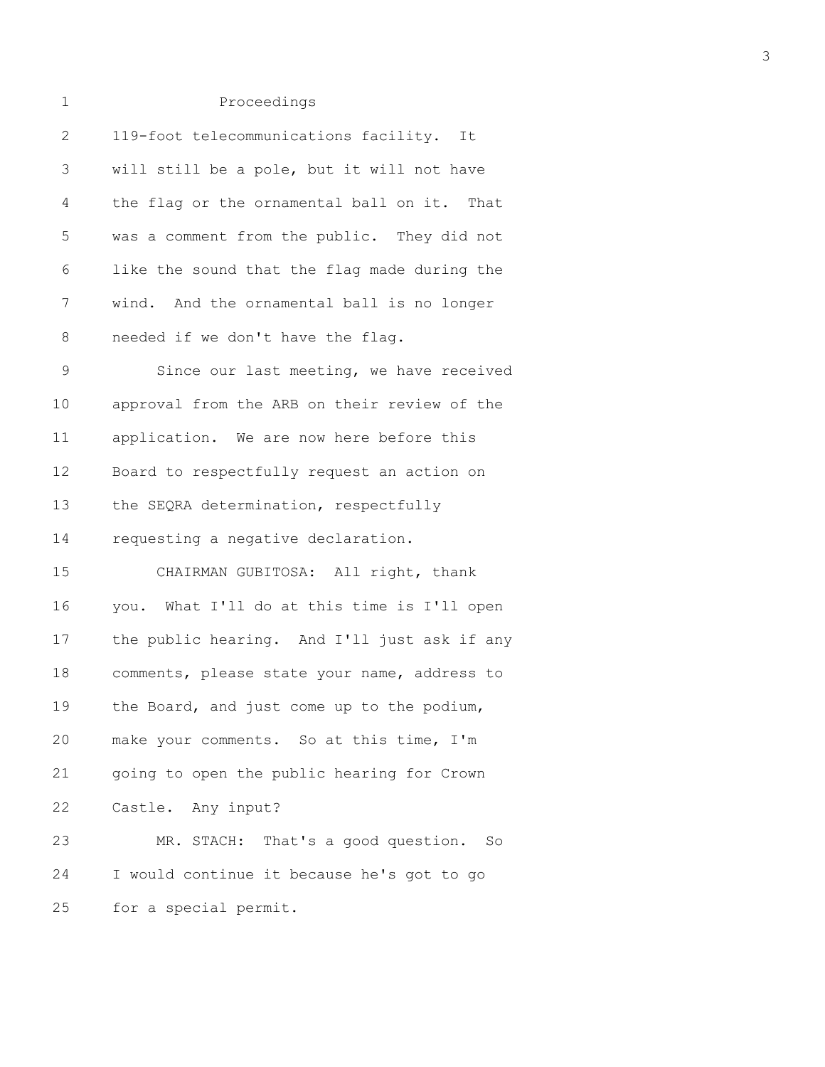Proceedings

119-foot telecommunications facility. It will still be a pole, but it will not have the flag or the ornamental ball on it. That was a comment from the public. They did not like the sound that the flag made during the wind. And the ornamental ball is no longer needed if we don't have the flag.

Since our last meeting, we have received approval from the ARB on their review of the application. We are now here before this Board to respectfully request an action on the SEQRA determination, respectfully requesting a negative declaration.

CHAIRMAN GUBITOSA: All right, thank you. What I'll do at this time is I'll open the public hearing. And I'll just ask if any comments, please state your name, address to the Board, and just come up to the podium, make your comments. So at this time, I'm going to open the public hearing for Crown Castle. Any input?

MR. STACH: That's a good question. So I would continue it because he's got to go for a special permit.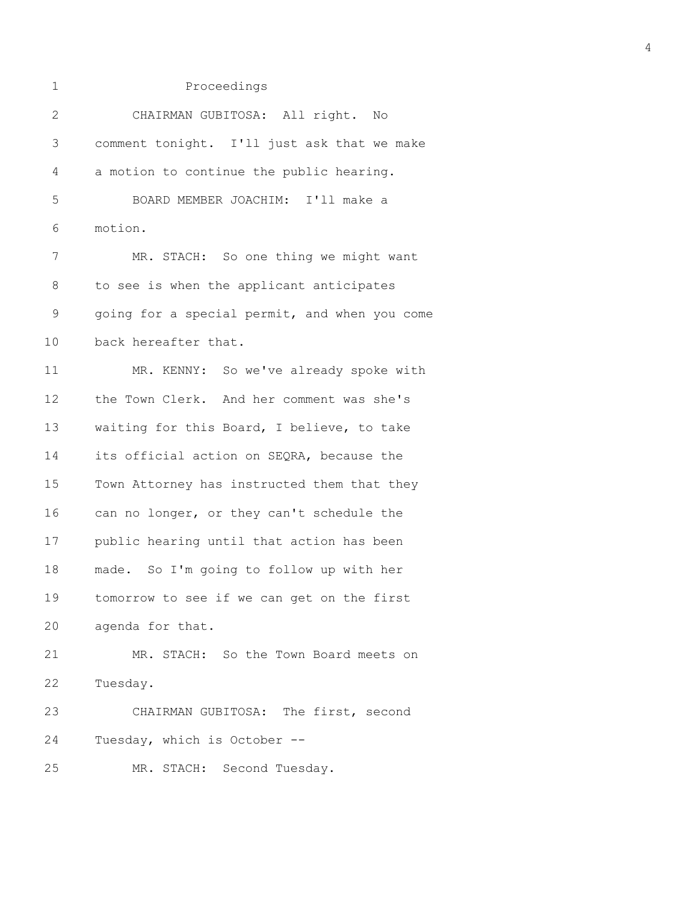Proceedings

CHAIRMAN GUBITOSA: All right. No comment tonight. I'll just ask that we make a motion to continue the public hearing.

BOARD MEMBER JOACHIM: I'll make a motion.

MR. STACH: So one thing we might want to see is when the applicant anticipates going for a special permit, and when you come back hereafter that.

MR. KENNY: So we've already spoke with the Town Clerk. And her comment was she's waiting for this Board, I believe, to take its official action on SEQRA, because the Town Attorney has instructed them that they can no longer, or they can't schedule the public hearing until that action has been made. So I'm going to follow up with her tomorrow to see if we can get on the first agenda for that.

MR. STACH: So the Town Board meets on Tuesday.

CHAIRMAN GUBITOSA: The first, second Tuesday, which is October --

MR. STACH: Second Tuesday.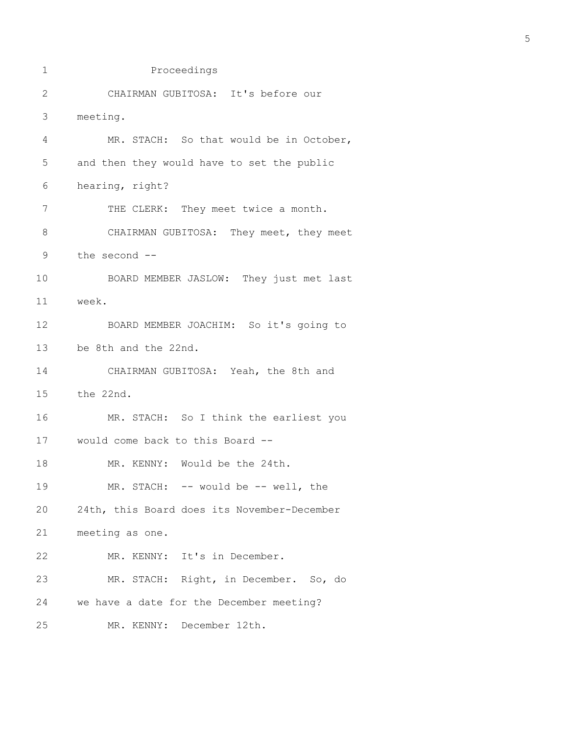Proceedings

CHAIRMAN GUBITOSA: It's before our meeting.

MR. STACH: So that would be in October, and then they would have to set the public hearing, right?

THE CLERK: They meet twice a month.

CHAIRMAN GUBITOSA: They meet, they meet the second --

BOARD MEMBER JASLOW: They just met last week.

BOARD MEMBER JOACHIM: So it's going to be 8th and the 22nd.

CHAIRMAN GUBITOSA: Yeah, the 8th and the 22nd.

MR. STACH: So I think the earliest you would come back to this Board --

MR. KENNY: Would be the 24th.

MR. STACH: -- would be -- well, the 24th, this Board does its November-December meeting as one.

MR. KENNY: It's in December.

MR. STACH: Right, in December. So, do we have a date for the December meeting?

MR. KENNY: December 12th.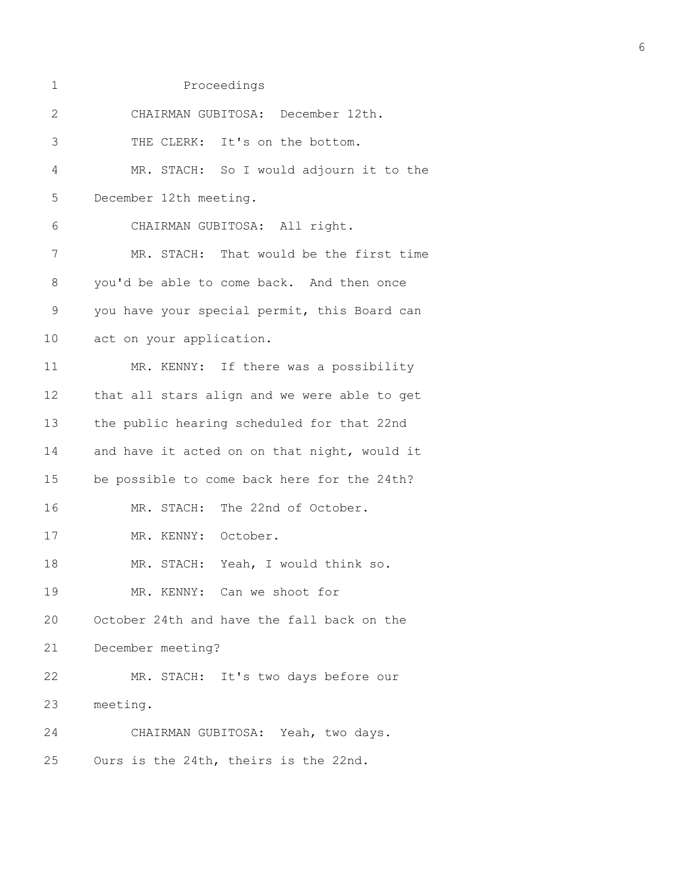Proceedings

CHAIRMAN GUBITOSA: December 12th.

THE CLERK: It's on the bottom.

MR. STACH: So I would adjourn it to the December 12th meeting.

CHAIRMAN GUBITOSA: All right.

MR. STACH: That would be the first time you'd be able to come back. And then once you have your special permit, this Board can act on your application.

MR. KENNY: If there was a possibility that all stars align and we were able to get the public hearing scheduled for that 22nd and have it acted on on that night, would it be possible to come back here for the 24th?

MR. STACH: The 22nd of October.

MR. KENNY: October.

MR. STACH: Yeah, I would think so.

MR. KENNY: Can we shoot for October 24th and have the fall back on the December meeting?

MR. STACH: It's two days before our meeting.

CHAIRMAN GUBITOSA: Yeah, two days. Ours is the 24th, theirs is the 22nd.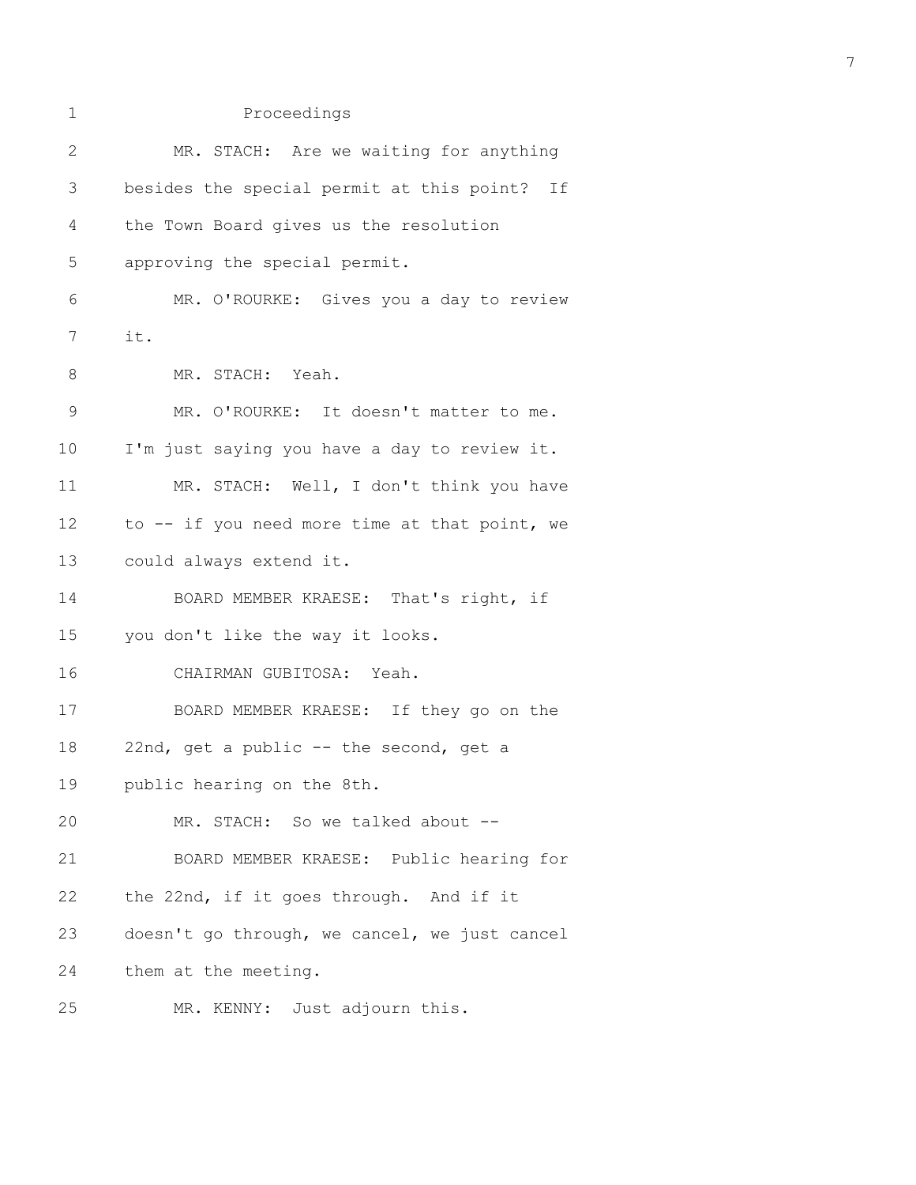Proceedings

MR. STACH: Are we waiting for anything besides the special permit at this point? If the Town Board gives us the resolution approving the special permit.

MR. O'ROURKE: Gives you a day to review it.

MR. STACH: Yeah.

MR. O'ROURKE: It doesn't matter to me. I'm just saying you have a day to review it.

MR. STACH: Well, I don't think you have to -- if you need more time at that point, we could always extend it.

BOARD MEMBER KRAESE: That's right, if you don't like the way it looks.

CHAIRMAN GUBITOSA: Yeah.

BOARD MEMBER KRAESE: If they go on the 22nd, get a public -- the second, get a public hearing on the 8th.

MR. STACH: So we talked about --

BOARD MEMBER KRAESE: Public hearing for the 22nd, if it goes through. And if it doesn't go through, we cancel, we just cancel them at the meeting.

MR. KENNY: Just adjourn this.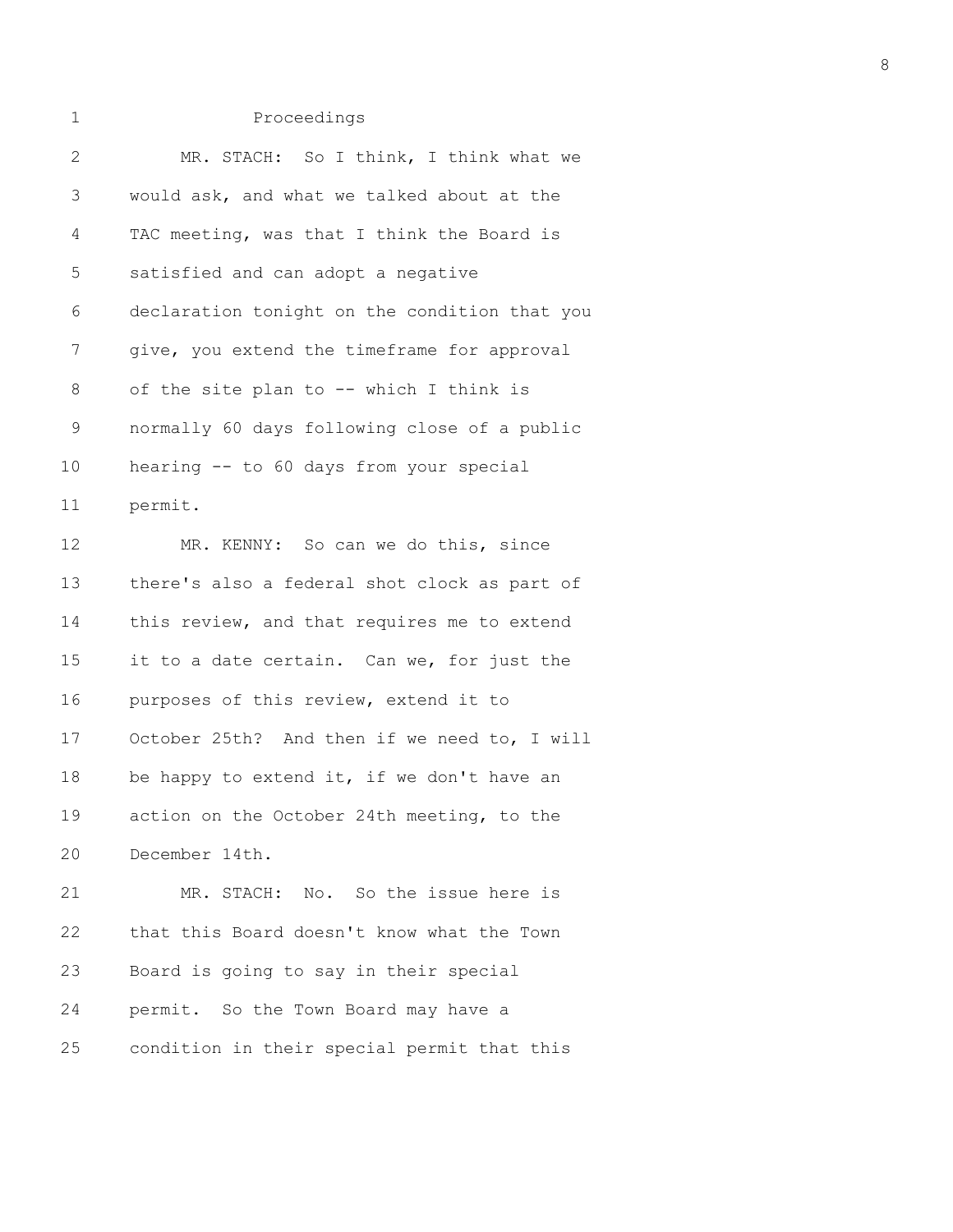Proceedings

MR. STACH: So I think, I think what we would ask, and what we talked about at the TAC meeting, was that I think the Board is satisfied and can adopt a negative declaration tonight on the condition that you give, you extend the timeframe for approval of the site plan to -- which I think is normally 60 days following close of a public hearing -- to 60 days from your special permit.

MR. KENNY: So can we do this, since there's also a federal shot clock as part of this review, and that requires me to extend it to a date certain. Can we, for just the purposes of this review, extend it to October 25th? And then if we need to, I will be happy to extend it, if we don't have an action on the October 24th meeting, to the December 14th.

MR. STACH: No. So the issue here is that this Board doesn't know what the Town Board is going to say in their special permit. So the Town Board may have a condition in their special permit that this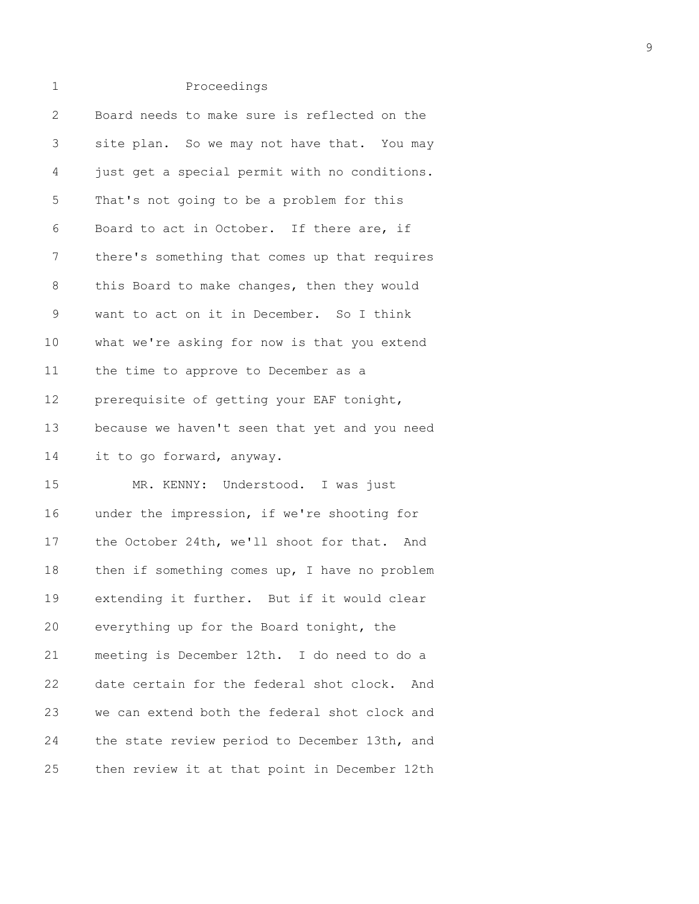Proceedings

Board needs to make sure is reflected on the site plan. So we may not have that. You may just get a special permit with no conditions. That's not going to be a problem for this Board to act in October. If there are, if there's something that comes up that requires this Board to make changes, then they would want to act on it in December. So I think what we're asking for now is that you extend the time to approve to December as a prerequisite of getting your EAF tonight, because we haven't seen that yet and you need it to go forward, anyway.

MR. KENNY: Understood. I was just under the impression, if we're shooting for the October 24th, we'll shoot for that. And then if something comes up, I have no problem extending it further. But if it would clear everything up for the Board tonight, the meeting is December 12th. I do need to do a date certain for the federal shot clock. And we can extend both the federal shot clock and the state review period to December 13th, and then review it at that point in December 12th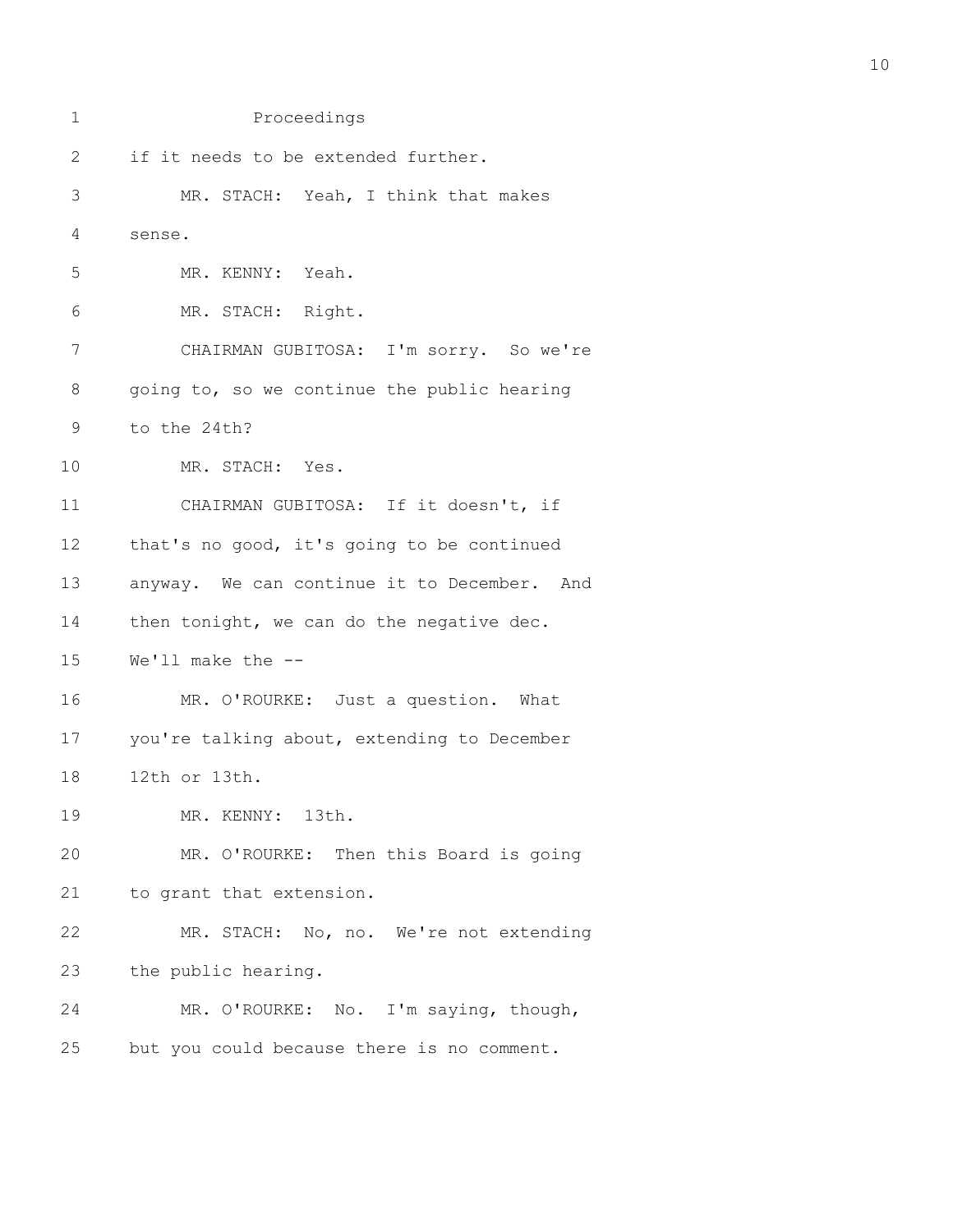Proceedings

if it needs to be extended further.

MR. STACH: Yeah, I think that makes sense.

MR. KENNY: Yeah.

MR. STACH: Right.

CHAIRMAN GUBITOSA: I'm sorry. So we're going to, so we continue the public hearing to the 24th?

MR. STACH: Yes.

CHAIRMAN GUBITOSA: If it doesn't, if that's no good, it's going to be continued anyway. We can continue it to December. And then tonight, we can do the negative dec. We'll make the --

MR. O'ROURKE: Just a question. What you're talking about, extending to December 12th or 13th.

MR. KENNY: 13th.

MR. O'ROURKE: Then this Board is going to grant that extension.

MR. STACH: No, no. We're not extending the public hearing.

MR. O'ROURKE: No. I'm saying, though, but you could because there is no comment.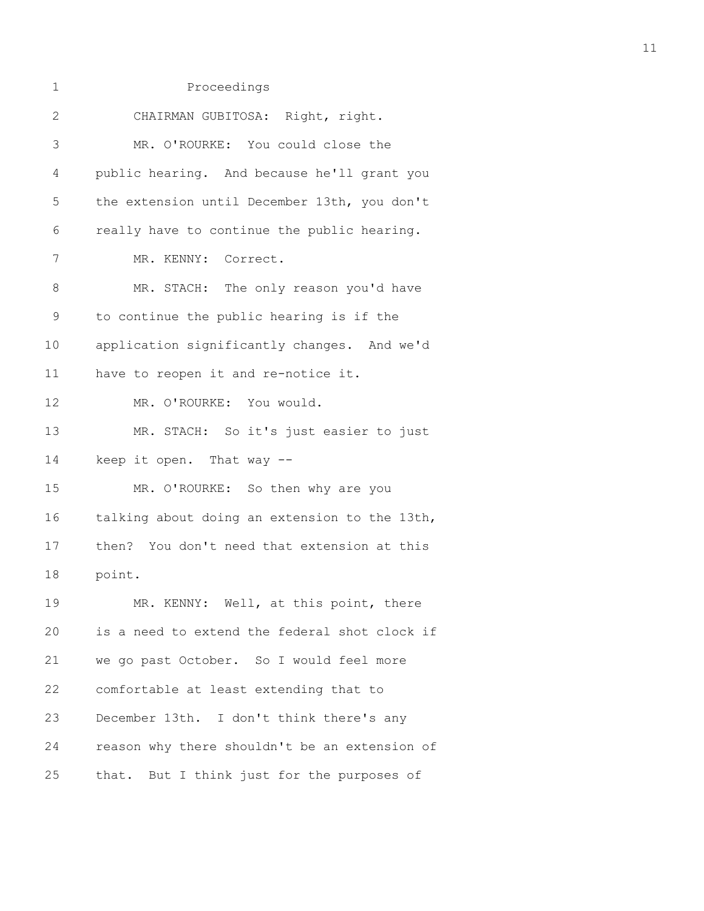Proceedings

CHAIRMAN GUBITOSA: Right, right.

MR. O'ROURKE: You could close the public hearing. And because he'll grant you the extension until December 13th, you don't really have to continue the public hearing.

MR. KENNY: Correct.

MR. STACH: The only reason you'd have to continue the public hearing is if the application significantly changes. And we'd have to reopen it and re-notice it.

MR. O'ROURKE: You would.

MR. STACH: So it's just easier to just keep it open. That way --

MR. O'ROURKE: So then why are you talking about doing an extension to the 13th, then? You don't need that extension at this point.

MR. KENNY: Well, at this point, there is a need to extend the federal shot clock if we go past October. So I would feel more comfortable at least extending that to December 13th. I don't think there's any reason why there shouldn't be an extension of that. But I think just for the purposes of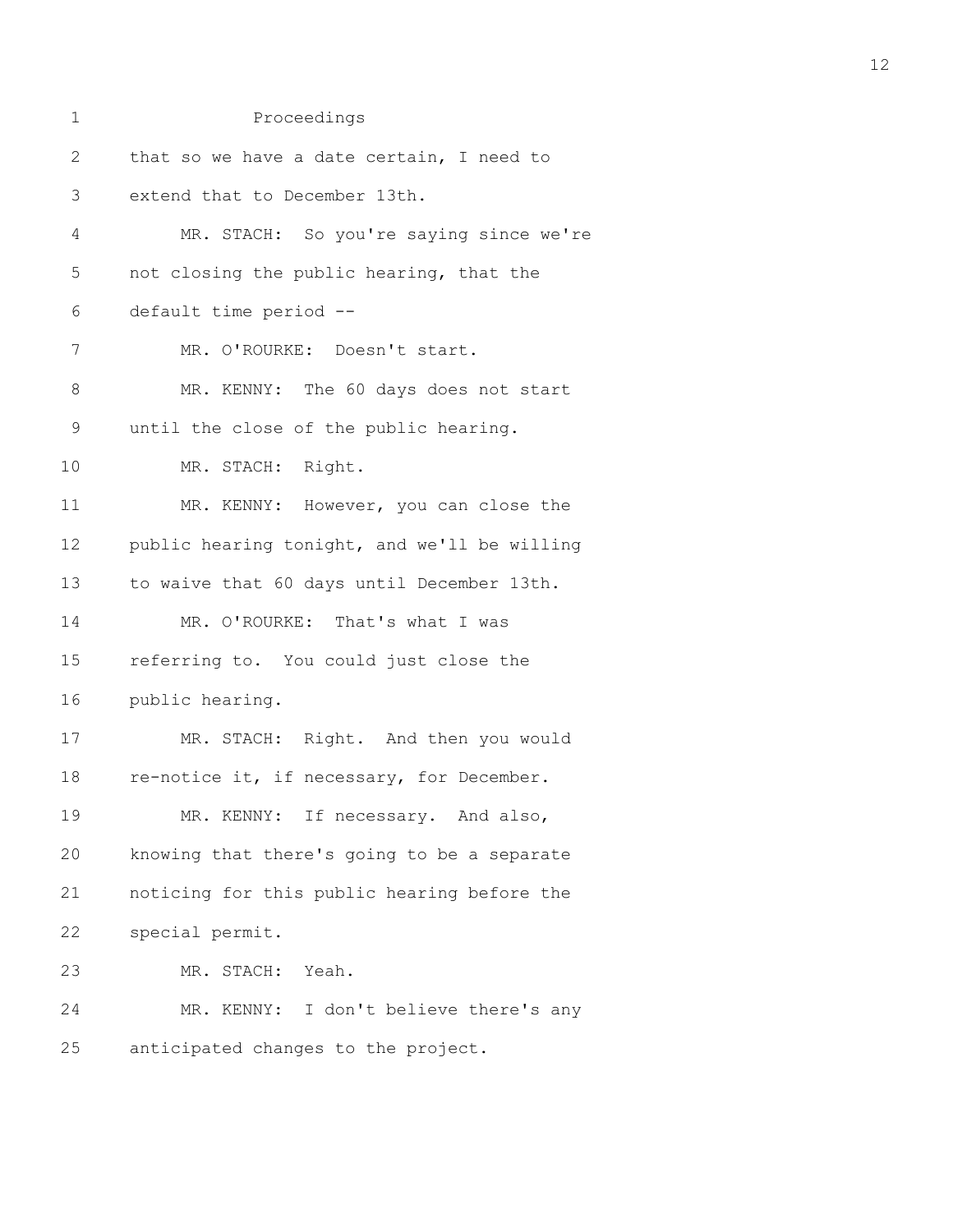Proceedings

that so we have a date certain, I need to extend that to December 13th.

MR. STACH: So you're saying since we're not closing the public hearing, that the default time period --

MR. O'ROURKE: Doesn't start.

MR. KENNY: The 60 days does not start until the close of the public hearing.

MR. STACH: Right.

MR. KENNY: However, you can close the public hearing tonight, and we'll be willing to waive that 60 days until December 13th.

MR. O'ROURKE: That's what I was referring to. You could just close the public hearing.

MR. STACH: Right. And then you would re-notice it, if necessary, for December.

MR. KENNY: If necessary. And also, knowing that there's going to be a separate noticing for this public hearing before the special permit.

MR. STACH: Yeah.

MR. KENNY: I don't believe there's any anticipated changes to the project.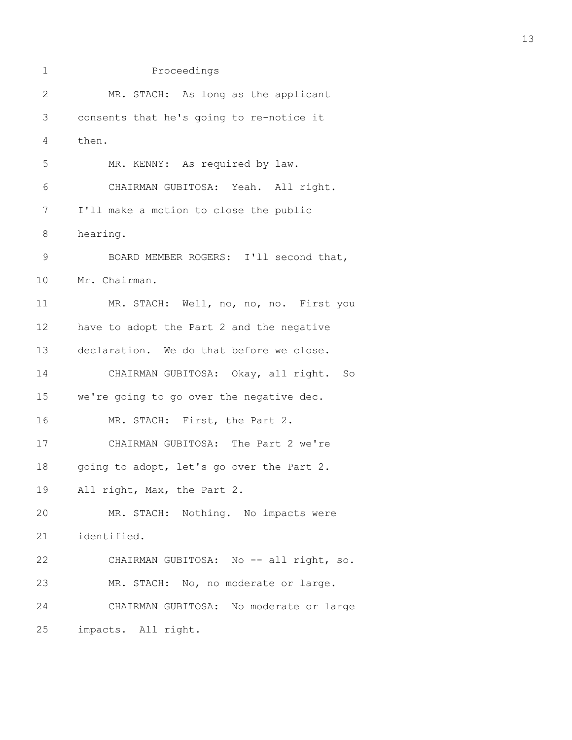Proceedings

MR. STACH: As long as the applicant consents that he's going to re-notice it then.

MR. KENNY: As required by law.

CHAIRMAN GUBITOSA: Yeah. All right. I'll make a motion to close the public hearing.

BOARD MEMBER ROGERS: I'll second that, Mr. Chairman.

MR. STACH: Well, no, no, no. First you have to adopt the Part 2 and the negative declaration. We do that before we close.

CHAIRMAN GUBITOSA: Okay, all right. So we're going to go over the negative dec.

MR. STACH: First, the Part 2.

CHAIRMAN GUBITOSA: The Part 2 we're going to adopt, let's go over the Part 2. All right, Max, the Part 2.

MR. STACH: Nothing. No impacts were identified.

CHAIRMAN GUBITOSA: No -- all right, so.

MR. STACH: No, no moderate or large.

CHAIRMAN GUBITOSA: No moderate or large impacts. All right.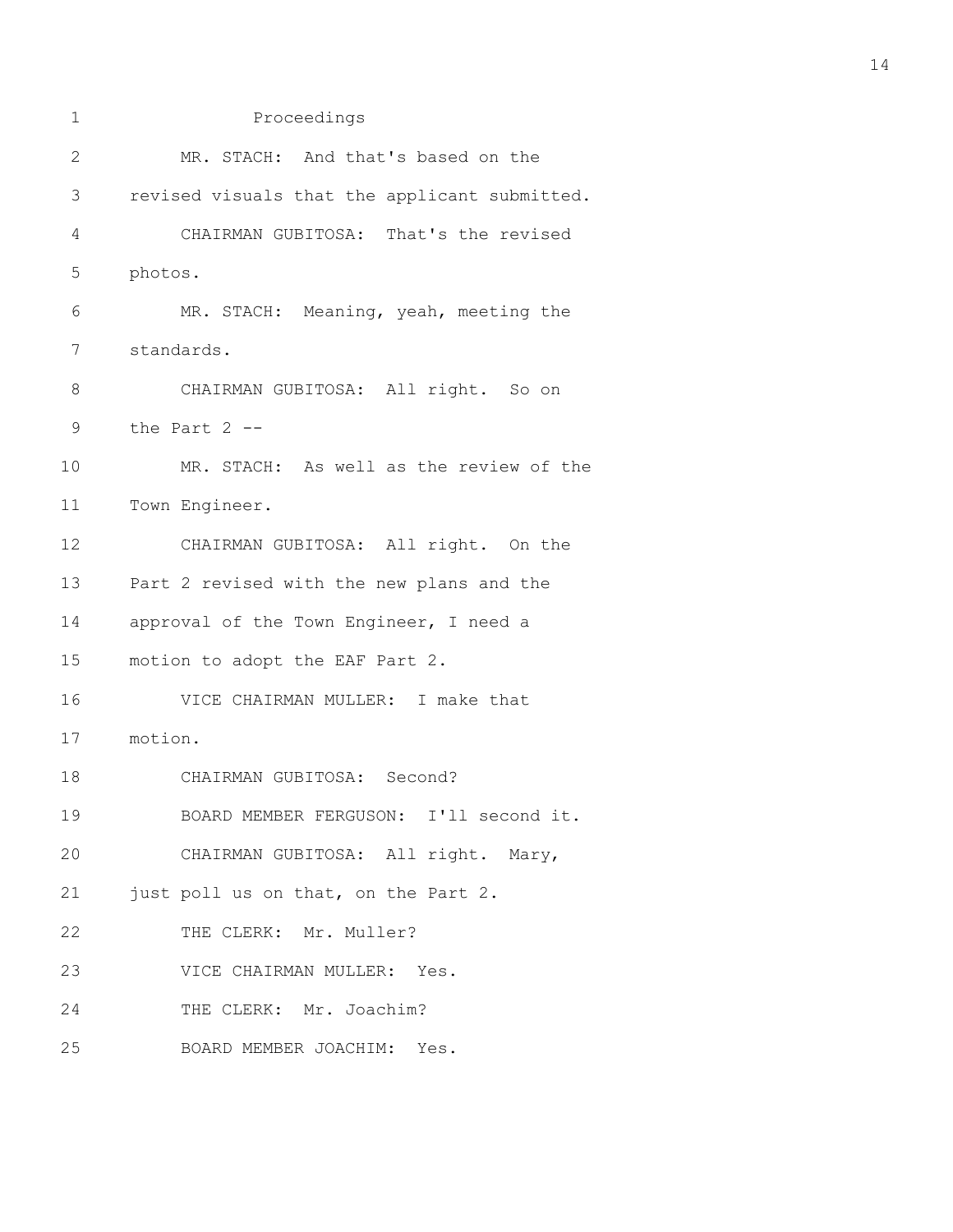Proceedings

MR. STACH: And that's based on the revised visuals that the applicant submitted.

CHAIRMAN GUBITOSA: That's the revised photos.

MR. STACH: Meaning, yeah, meeting the standards.

CHAIRMAN GUBITOSA: All right. So on the Part 2 --

MR. STACH: As well as the review of the Town Engineer.

CHAIRMAN GUBITOSA: All right. On the Part 2 revised with the new plans and the approval of the Town Engineer, I need a motion to adopt the EAF Part 2.

VICE CHAIRMAN MULLER: I make that motion.

CHAIRMAN GUBITOSA: Second?

BOARD MEMBER FERGUSON: I'll second it.

CHAIRMAN GUBITOSA: All right. Mary, just poll us on that, on the Part 2.

THE CLERK: Mr. Muller?

VICE CHAIRMAN MULLER: Yes.

THE CLERK: Mr. Joachim?

BOARD MEMBER JOACHIM: Yes.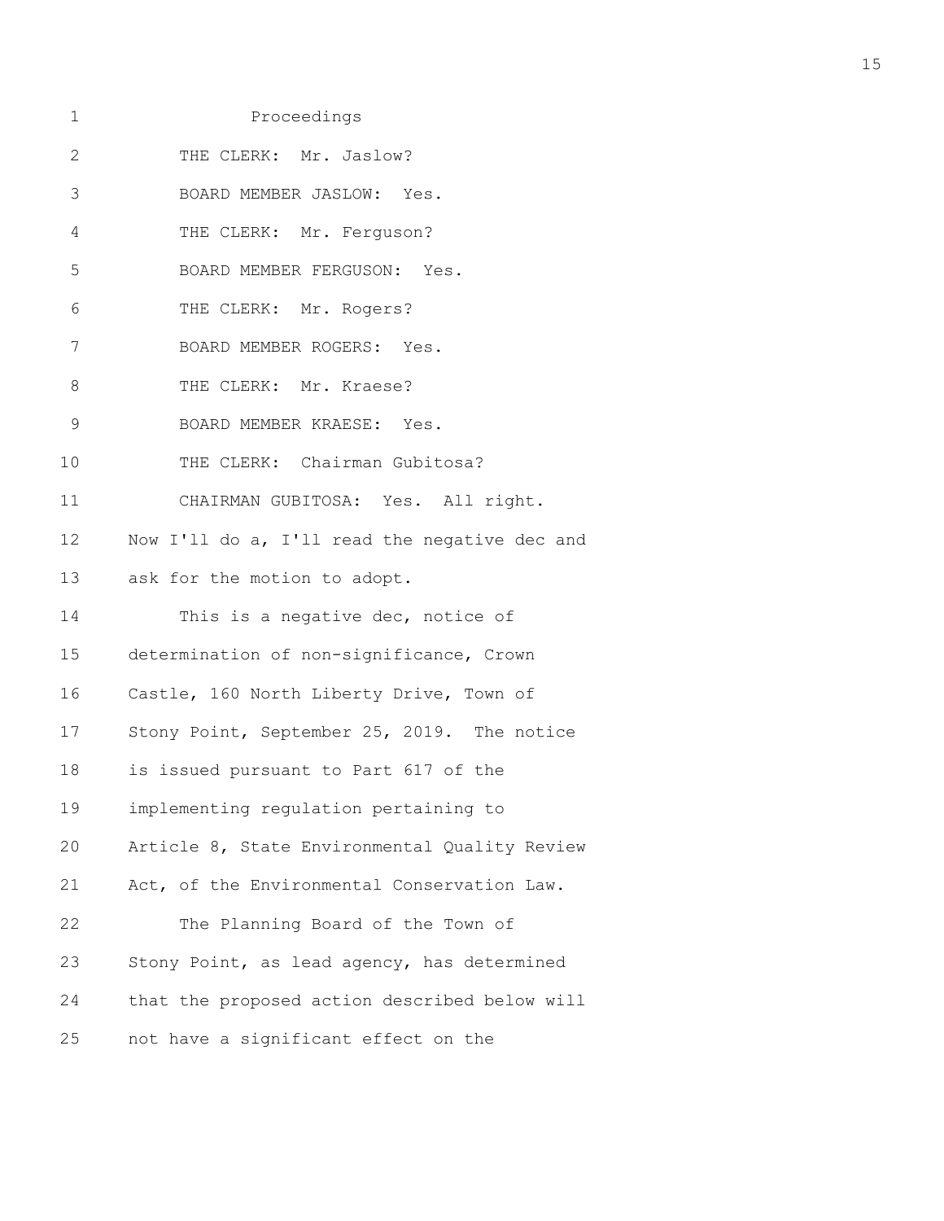Proceedings

THE CLERK: Mr. Jaslow?

BOARD MEMBER JASLOW: Yes.

THE CLERK: Mr. Ferguson?

BOARD MEMBER FERGUSON: Yes.

THE CLERK: Mr. Rogers?

BOARD MEMBER ROGERS: Yes.

THE CLERK: Mr. Kraese?

BOARD MEMBER KRAESE: Yes.

THE CLERK: Chairman Gubitosa?

CHAIRMAN GUBITOSA: Yes. All right. Now I'll do a, I'll read the negative dec and ask for the motion to adopt.

This is a negative dec, notice of determination of non-significance, Crown Castle, 160 North Liberty Drive, Town of Stony Point, September 25, 2019. The notice is issued pursuant to Part 617 of the implementing regulation pertaining to Article 8, State Environmental Quality Review Act, of the Environmental Conservation Law.

The Planning Board of the Town of Stony Point, as lead agency, has determined that the proposed action described below will not have a significant effect on the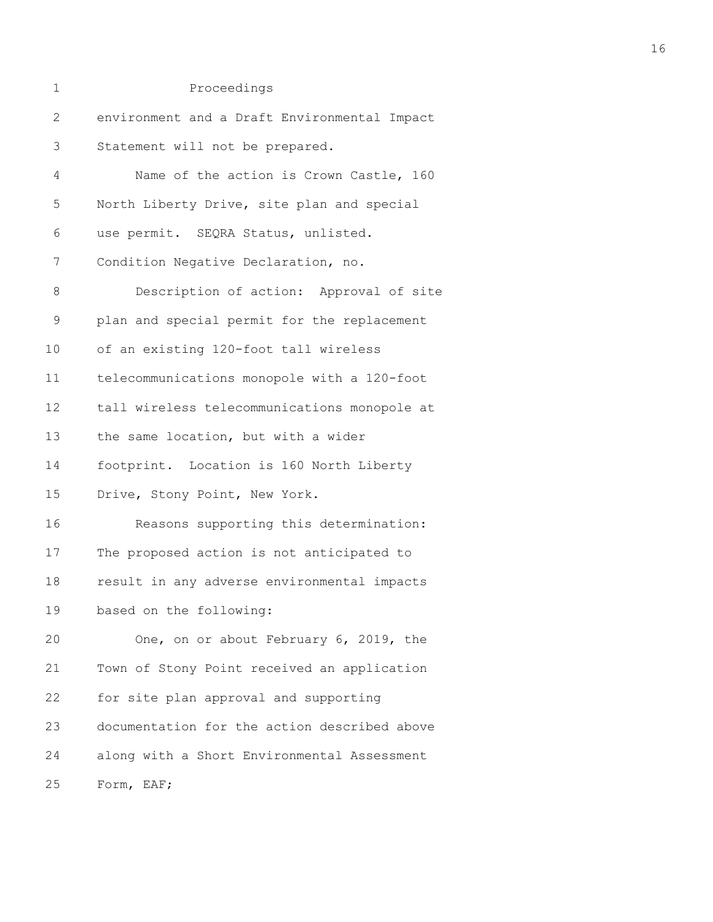environment and a Draft Environmental Impact Statement will not be prepared.

Name of the action is Crown Castle, 160 North Liberty Drive, site plan and special use permit. SEQRA Status, unlisted. Condition Negative Declaration, no.

Description of action: Approval of site plan and special permit for the replacement of an existing 120-foot tall wireless telecommunications monopole with a 120-foot tall wireless telecommunications monopole at the same location, but with a wider footprint. Location is 160 North Liberty Drive, Stony Point, New York.

Reasons supporting this determination: The proposed action is not anticipated to result in any adverse environmental impacts based on the following:

One, on or about February 6, 2019, the Town of Stony Point received an application for site plan approval and supporting documentation for the action described above along with a Short Environmental Assessment Form, EAF;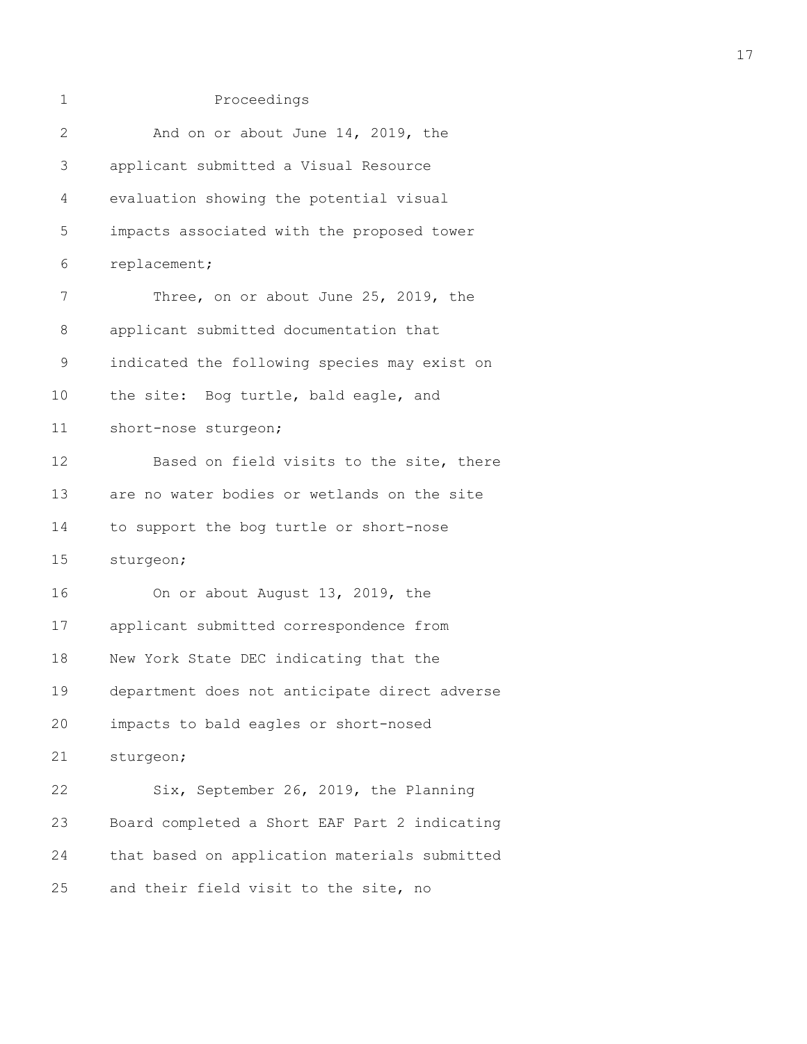Proceedings

And on or about June 14, 2019, the applicant submitted a Visual Resource evaluation showing the potential visual impacts associated with the proposed tower replacement;

Three, on or about June 25, 2019, the applicant submitted documentation that indicated the following species may exist on the site: Bog turtle, bald eagle, and short-nose sturgeon;

Based on field visits to the site, there are no water bodies or wetlands on the site to support the bog turtle or short-nose sturgeon;

On or about August 13, 2019, the applicant submitted correspondence from New York State DEC indicating that the department does not anticipate direct adverse impacts to bald eagles or short-nosed sturgeon;

Six, September 26, 2019, the Planning Board completed a Short EAF Part 2 indicating that based on application materials submitted and their field visit to the site, no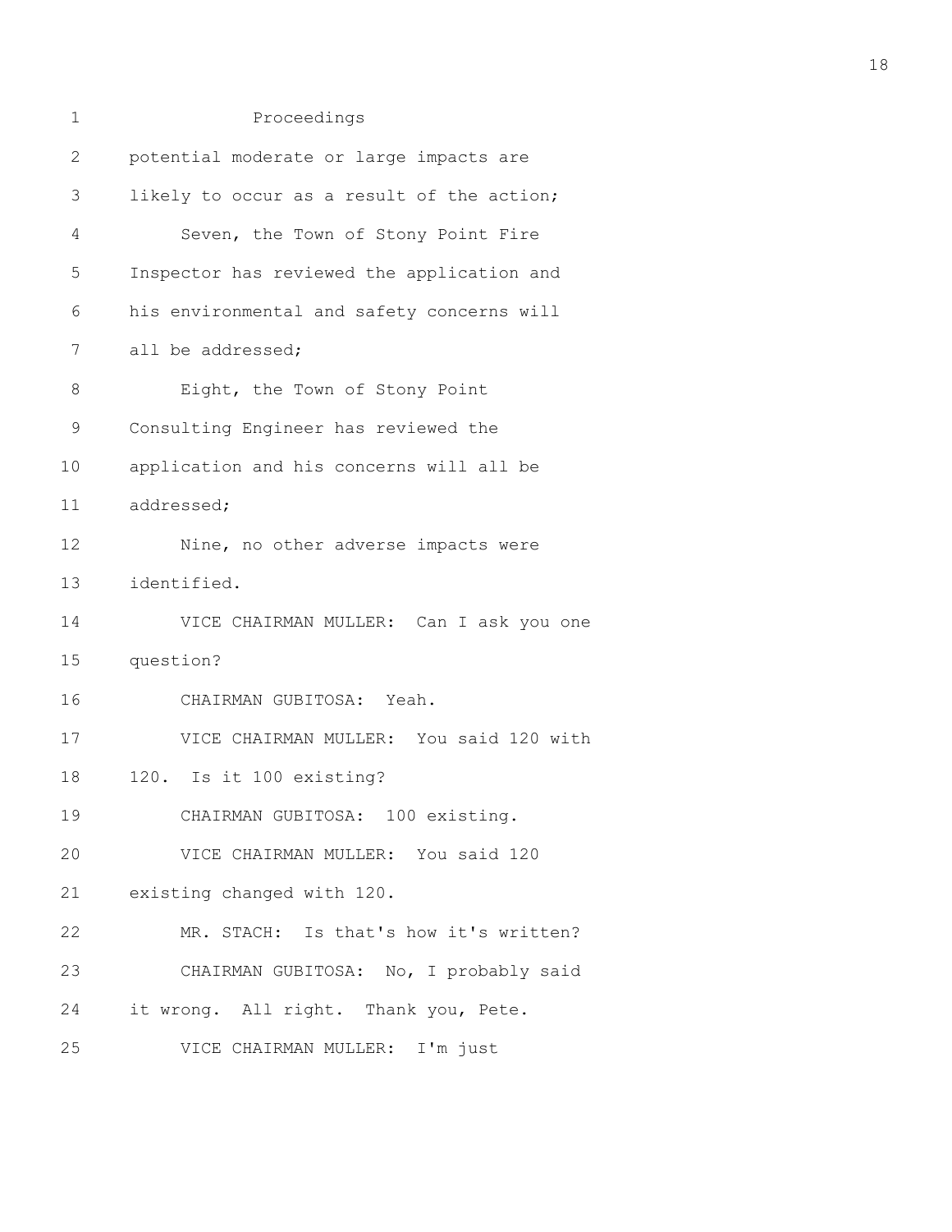Proceedings

potential moderate or large impacts are likely to occur as a result of the action;

Seven, the Town of Stony Point Fire Inspector has reviewed the application and his environmental and safety concerns will all be addressed;

Eight, the Town of Stony Point Consulting Engineer has reviewed the application and his concerns will all be addressed;

Nine, no other adverse impacts were identified.

VICE CHAIRMAN MULLER: Can I ask you one question?

CHAIRMAN GUBITOSA: Yeah.

VICE CHAIRMAN MULLER: You said 120 with 120. Is it 100 existing?

CHAIRMAN GUBITOSA: 100 existing.

VICE CHAIRMAN MULLER: You said 120 existing changed with 120.

MR. STACH: Is that's how it's written?

CHAIRMAN GUBITOSA: No, I probably said it wrong. All right. Thank you, Pete.

VICE CHAIRMAN MULLER: I'm just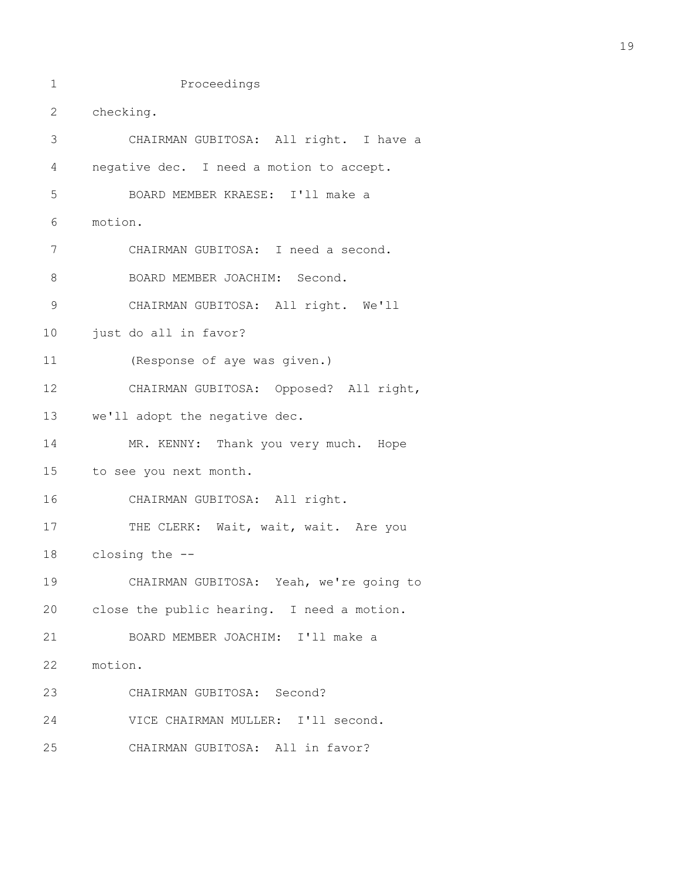Proceedings

checking.

CHAIRMAN GUBITOSA: All right. I have a negative dec. I need a motion to accept.

BOARD MEMBER KRAESE: I'll make a motion.

CHAIRMAN GUBITOSA: I need a second.

BOARD MEMBER JOACHIM: Second.

CHAIRMAN GUBITOSA: All right. We'll just do all in favor?

(Response of aye was given.)

CHAIRMAN GUBITOSA: Opposed? All right, we'll adopt the negative dec.

MR. KENNY: Thank you very much. Hope to see you next month.

CHAIRMAN GUBITOSA: All right.

THE CLERK: Wait, wait, wait. Are you closing the --

CHAIRMAN GUBITOSA: Yeah, we're going to close the public hearing. I need a motion.

BOARD MEMBER JOACHIM: I'll make a motion.

CHAIRMAN GUBITOSA: Second?

VICE CHAIRMAN MULLER: I'll second.

CHAIRMAN GUBITOSA: All in favor?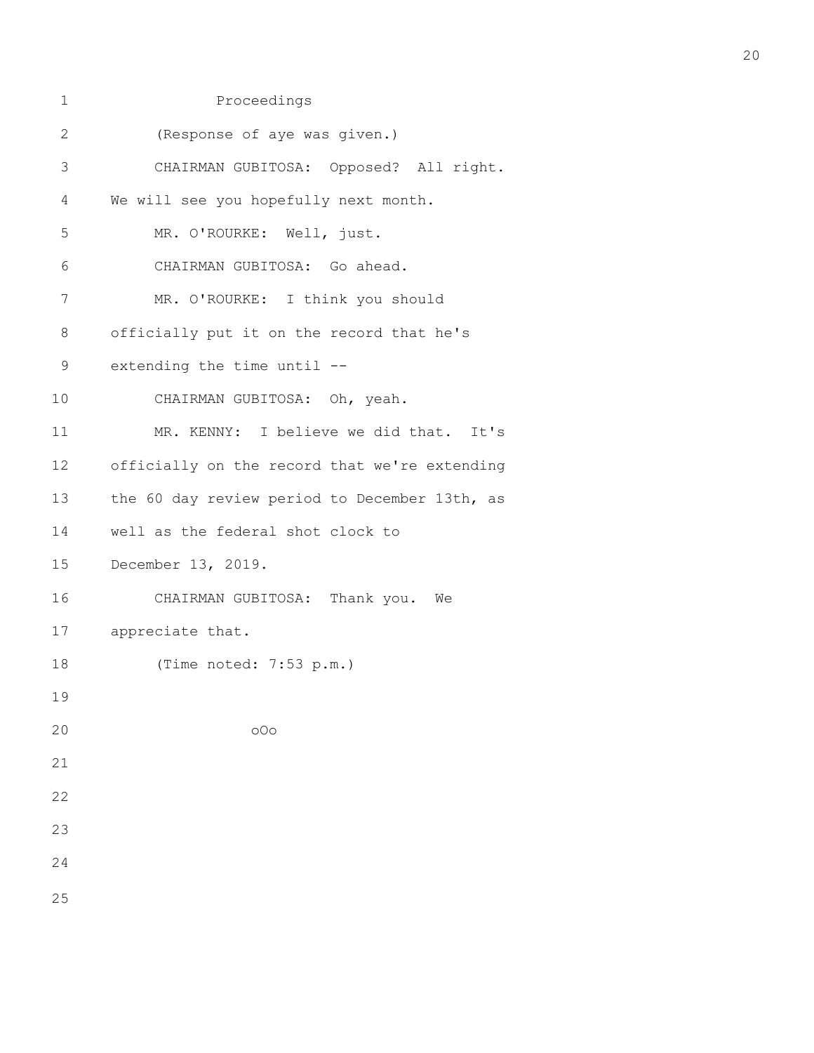Proceedings

(Response of aye was given.)

CHAIRMAN GUBITOSA: Opposed? All right. We will see you hopefully next month.

MR. O'ROURKE: Well, just.

CHAIRMAN GUBITOSA: Go ahead.

MR. O'ROURKE: I think you should officially put it on the record that he's extending the time until --

CHAIRMAN GUBITOSA: Oh, yeah.

MR. KENNY: I believe we did that. It's officially on the record that we're extending the 60 day review period to December 13th, as well as the federal shot clock to December 13, 2019.

CHAIRMAN GUBITOSA: Thank you. We appreciate that.

(Time noted: 7:53 p.m.)

oOo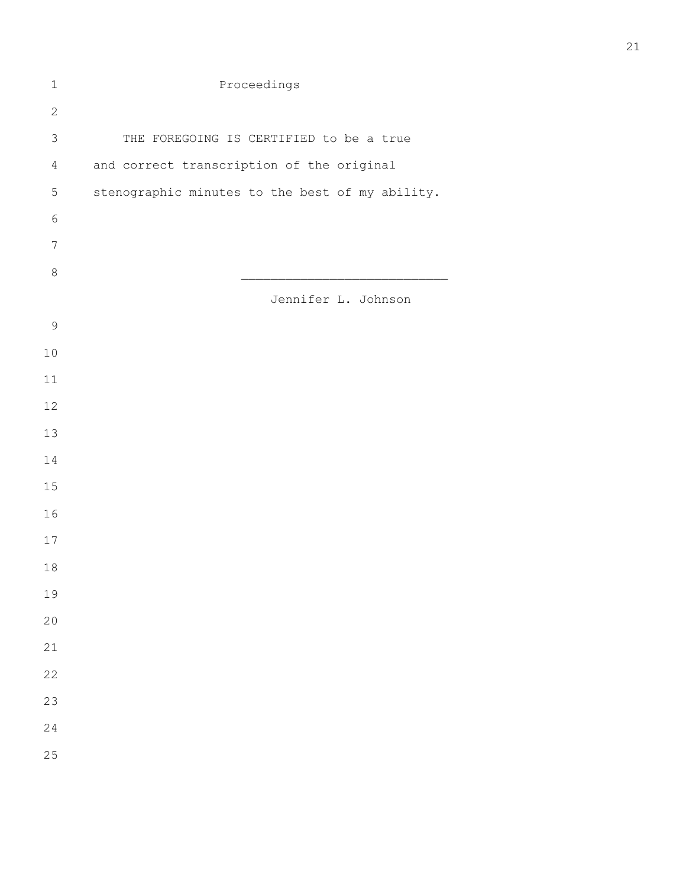Proceedings

THE FOREGOING IS CERTIFIED to be a true and correct transcription of the original stenographic minutes to the best of my ability.

___________________________

Jennifer L. Johnson